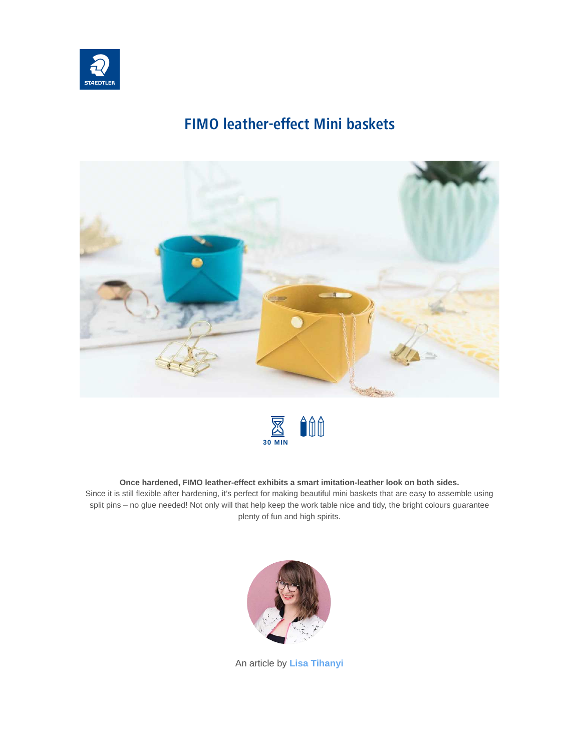STAEDTLER

# FIMO leather-effect Mini baskets

30 MIN

**Once hardened, FIMO leather-effect exhibits a smart imitation-leather look on both sides.**
Since it is still flexible after hardening, it's perfect for making beautiful mini baskets that are easy to assemble using split pins – no glue needed! Not only will that help keep the work table nice and tidy, the bright colours guarantee plenty of fun and high spirits.

An article by **Lisa Tihanyi**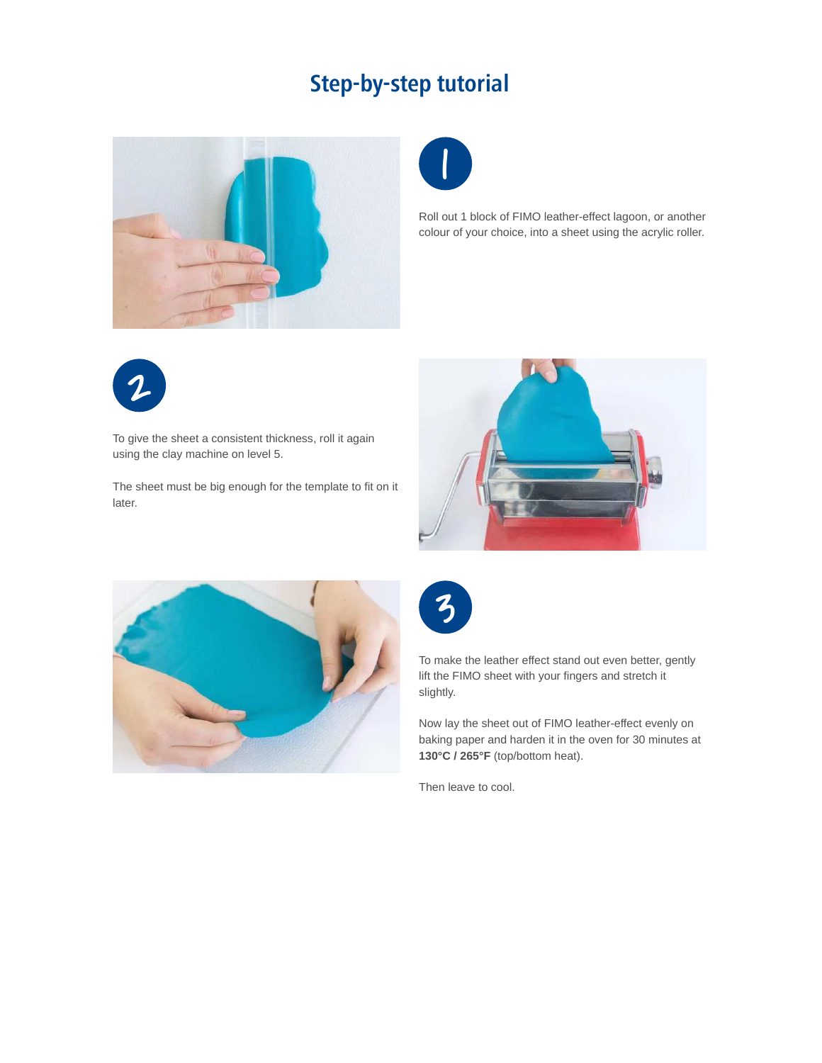## Step-by-step tutorial

**1**

Roll out 1 block of FIMO leather-effect lagoon, or another colour of your choice, into a sheet using the acrylic roller.

**2**

To give the sheet a consistent thickness, roll it again using the clay machine on level 5.

The sheet must be big enough for the template to fit on it later.

**3**

To make the leather effect stand out even better, gently lift the FIMO sheet with your fingers and stretch it slightly.

Now lay the sheet out of FIMO leather-effect evenly on baking paper and harden it in the oven for 30 minutes at **130°C / 265°F** (top/bottom heat).

Then leave to cool.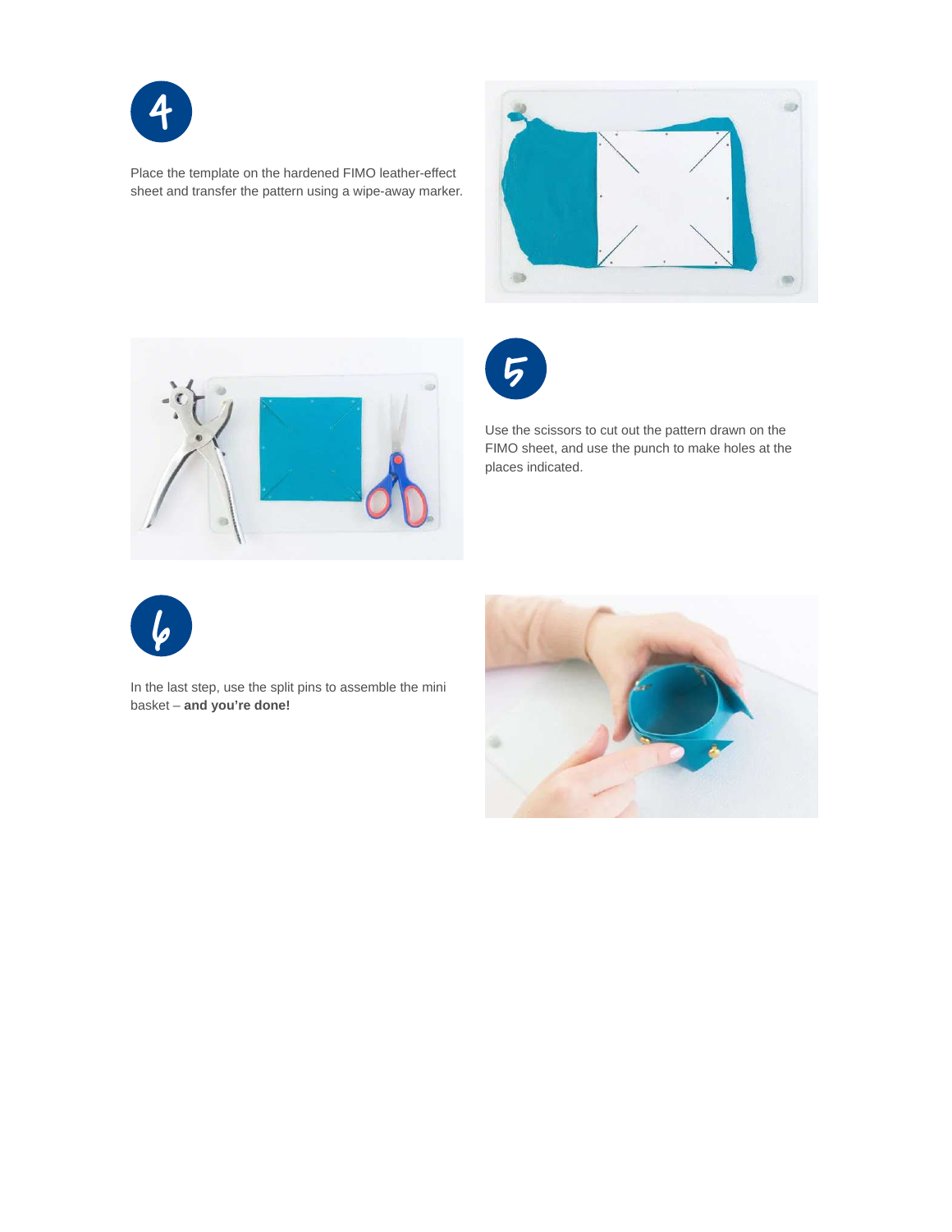4

Place the template on the hardened FIMO leather-effect sheet and transfer the pattern using a wipe-away marker.

5

Use the scissors to cut out the pattern drawn on the FIMO sheet, and use the punch to make holes at the places indicated.

6

In the last step, use the split pins to assemble the mini basket – **and you're done!**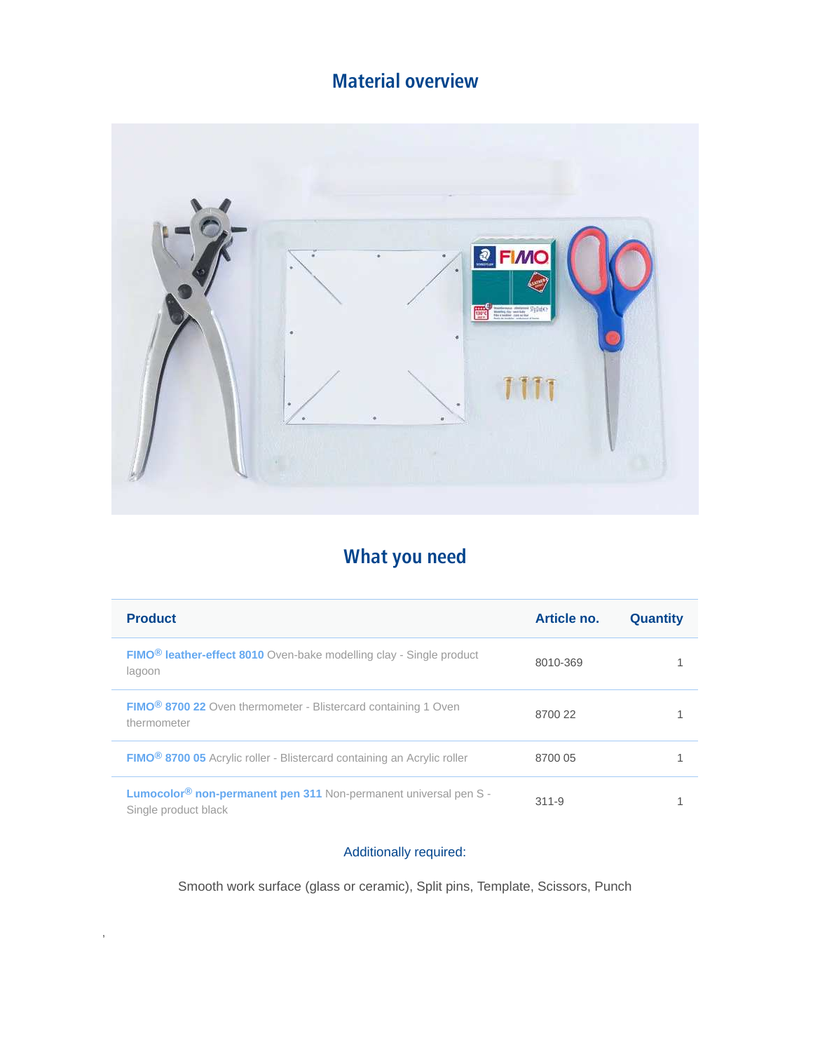## Material overview

## What you need

| Product | Article no. | Quantity |
| --- | --- | --- |
| **FIMO® leather-effect 8010** Oven-bake modelling clay - Single product lagoon | 8010-369 | 1 |
| **FIMO® 8700 22** Oven thermometer - Blistercard containing 1 Oven thermometer | 8700 22 | 1 |
| **FIMO® 8700 05** Acrylic roller - Blistercard containing an Acrylic roller | 8700 05 | 1 |
| **Lumocolor® non-permanent pen 311** Non-permanent universal pen S - Single product black | 311-9 | 1 |

Additionally required:

Smooth work surface (glass or ceramic), Split pins, Template, Scissors, Punch